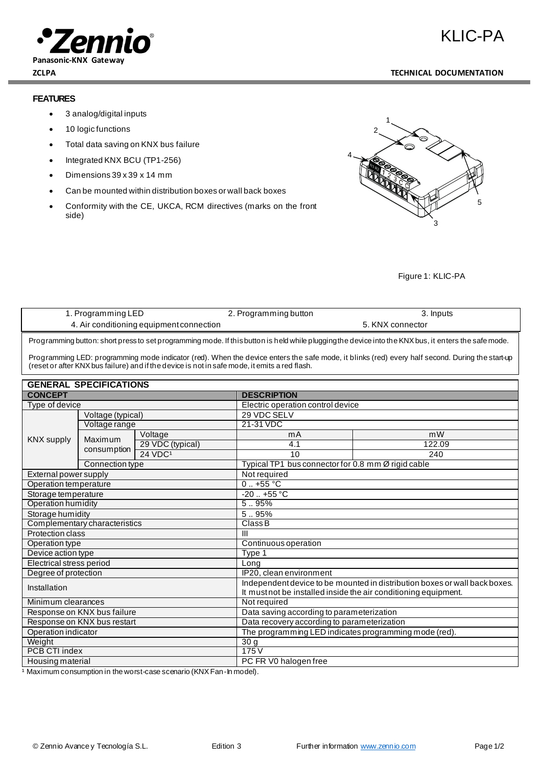# KLIC-PA

**Panasonic-KNX Gateway**

**ZCLPA**

**TECHNICAL DOCUMENTATION**

## FEATURES

- 3 analog/digital inputs
- 10 logic functions
- Total data saving on KNX bus failure
- Integrated KNX BCU (TP1-256)
- Dimensions 39 x 39 x 14 mm
- Can be mounted within distribution boxes or wall back boxes
- Conformity with the CE, UKCA, RCM directives (marks on the front side)

Figure 1: KLIC-PA

| 1. Programming LED | 2. Programming button | 3. Inputs |
|---|---|---|
| 4. Air conditioning equipment connection | | 5. KNX connector |

Programming button: short press to set programming mode. If this button is held while plugging the device into the KNX bus, it enters the safe mode.

Programming LED: programming mode indicator (red). When the device enters the safe mode, it blinks (red) every half second. During the start-up (reset or after KNX bus failure) and if the device is not in safe mode, it emits a red flash.

## GENERAL SPECIFICATIONS

| CONCEPT | | | DESCRIPTION | |
|---|---|---|---|---|
| Type of device | | | Electric operation control device | |
| KNX supply | Voltage (typical) | | 29 VDC SELV | |
| | Voltage range | | 21-31 VDC | |
| | Maximum consumption | Voltage | mA | mW |
| | | 29 VDC (typical) | 4.1 | 122.09 |
| | | 24 VDC[1] | 10 | 240 |
| | Connection type | | Typical TP1 bus connector for 0.8 mm Ø rigid cable | |
| External power supply | | | Not required | |
| Operation temperature | | | 0 .. +55 °C | |
| Storage temperature | | | -20 .. +55 °C | |
| Operation humidity | | | 5 .. 95% | |
| Storage humidity | | | 5 .. 95% | |
| Complementary characteristics | | | Class B | |
| Protection class | | | III | |
| Operation type | | | Continuous operation | |
| Device action type | | | Type 1 | |
| Electrical stress period | | | Long | |
| Degree of protection | | | IP20, clean environment | |
| Installation | | | Independent device to be mounted in distribution boxes or wall back boxes. It must not be installed inside the air conditioning equipment. | |
| Minimum clearances | | | Not required | |
| Response on KNX bus failure | | | Data saving according to parameterization | |
| Response on KNX bus restart | | | Data recovery according to parameterization | |
| Operation indicator | | | The programming LED indicates programming mode (red). | |
| Weight | | | 30 g | |
| PCB CTI index | | | 175 V | |
| Housing material | | | PC FR V0 halogen free | |

[1] Maximum consumption in the worst-case scenario (KNX Fan-In model).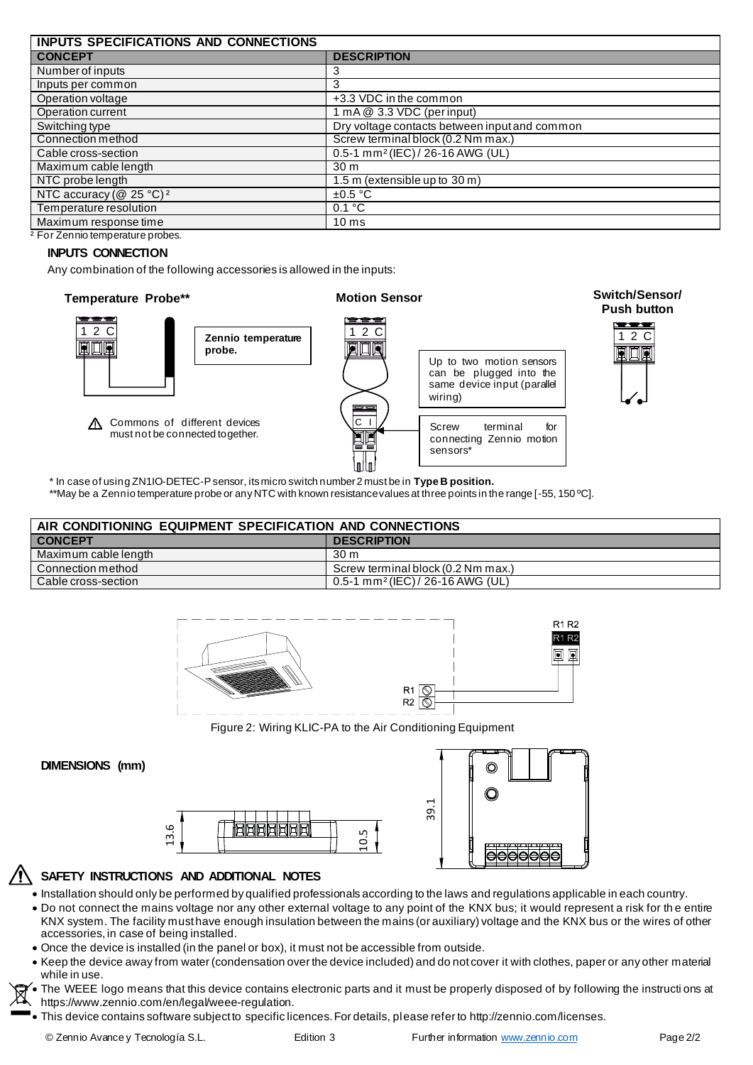| INPUTS SPECIFICATIONS AND CONNECTIONS | |
|---|---|
| **CONCEPT** | **DESCRIPTION** |
| Number of inputs | 3 |
| Inputs per common | 3 |
| Operation voltage | +3.3 VDC in the common |
| Operation current | 1 mA @ 3.3 VDC (per input) |
| Switching type | Dry voltage contacts between input and common |
| Connection method | Screw terminal block (0.2 Nm max.) |
| Cable cross-section | 0.5-1 mm² (IEC) / 26-16 AWG (UL) |
| Maximum cable length | 30 m |
| NTC probe length | 1.5 m (extensible up to 30 m) |
| NTC accuracy (@ 25 °C) [2] | ±0.5 °C |
| Temperature resolution | 0.1 °C |
| Maximum response time | 10 ms |

[2] For Zennio temperature probes.

### INPUTS CONNECTION

Any combination of the following accessories is allowed in the inputs:

**Temperature Probe****

1 2 C

Zennio temperature probe.

⚠ Commons of different devices must not be connected together.

**Motion Sensor**

1 2 C

Up to two motion sensors can be plugged into the same device input (parallel wiring).

C I

Screw terminal for connecting Zennio motion sensors*

**Switch/Sensor/ Push button**

1 2 C

\* In case of using ZN1IO-DETEC-P sensor, its micro switch number 2 must be in **Type B position.**

**May be a Zennio temperature probe or any NTC with known resistance values at three points in the range [-55, 150 ºC].

| AIR CONDITIONING EQUIPMENT SPECIFICATION AND CONNECTIONS | |
|---|---|
| **CONCEPT** | **DESCRIPTION** |
| Maximum cable length | 30 m |
| Connection method | Screw terminal block (0.2 Nm max.) |
| Cable cross-section | 0.5-1 mm² (IEC) / 26-16 AWG (UL) |

R1 R2

R1

R2

Figure 2: Wiring KLIC-PA to the Air Conditioning Equipment

### DIMENSIONS (mm)

13.6

10.5

39.1

### SAFETY INSTRUCTIONS AND ADDITIONAL NOTES

- Installation should only be performed by qualified professionals according to the laws and regulations applicable in each country.
- Do not connect the mains voltage nor any other external voltage to any point of the KNX bus; it would represent a risk for the entire KNX system. The facility must have enough insulation between the mains (or auxiliary) voltage and the KNX bus or the wires of other accessories, in case of being installed.
- Once the device is installed (in the panel or box), it must not be accessible from outside.
- Keep the device away from water (condensation over the device included) and do not cover it with clothes, paper or any other material while in use.
- The WEEE logo means that this device contains electronic parts and it must be properly disposed of by following the instructions at https://www.zennio.com/en/legal/weee-regulation.
- This device contains software subject to specific licences. For details, please refer to http://zennio.com/licenses.

© Zennio Avance y Tecnología S.L. Edition 3 Further information www.zennio.com